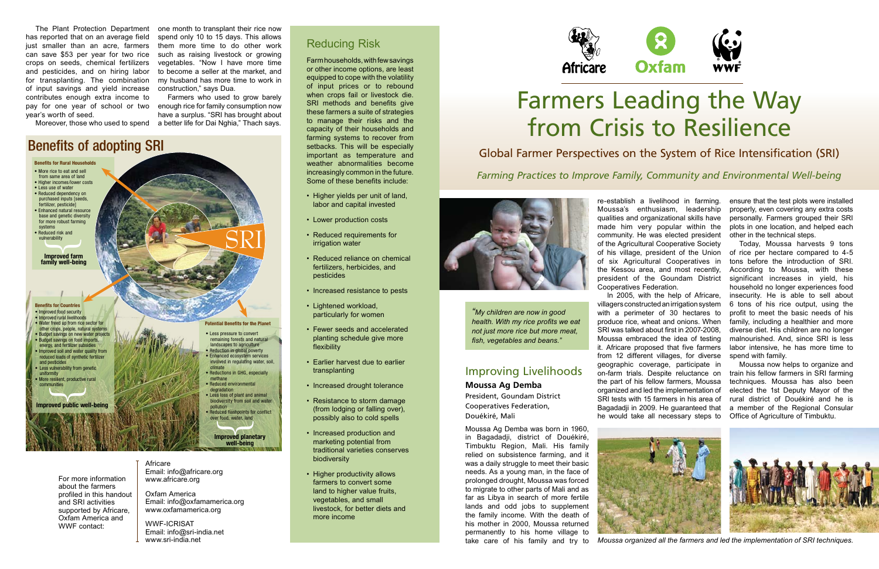The Plant Protection Department has reported that on an average field just smaller than an acre, farmers can save $53 per year for two rice crops on seeds, chemical fertilizers and pesticides, and on hiring labor for transplanting. The combination of input savings and yield increase contributes enough extra income to pay for one year of school or two year's worth of seed.

Moreover, those who used to spend one month to transplant their rice now spend only 10 to 15 days. This allows them more time to do other work such as raising livestock or growing vegetables. "Now I have more time to become a seller at the market, and my husband has more time to work in construction," says Dua.

Farmers who used to grow barely enough rice for family consumption now have a surplus. "SRI has brought about a better life for Dai Nghia," Thach says.

## Benefits of adopting SRI

**Benefits for Rural Households**

- More rice to eat and sell from same area of land
- Higher incomes/lower costs
- Less use of water
- Reduced dependency on purchased inputs [seeds, fertilizer, pesticide]
- Enhanced natural resource base and genetic diversity for more robust farming systems
- Reduced risk and vulnerability

**Improved farm family well-being**

SRI

**Benefits for Countries**

- Improved food security
- Improved rural livelihoods
- Water freed up from rice sector for other crops, people, natural systems
- Budget savings on new water projects
- Budget savings on food imports, energy, and fertilizer subsidies
- Improved soil and water quality from reduced loads of synthetic fertilizer and pesticides
- Less vulnerability from genetic uniformity
- More resilient, productive rural communities

**Improved public well-being**

**Potential Benefits for the Planet**

- Less pressure to convert remaining forests and natural landscapes to agriculture
- Reduction in global poverty
- Enhanced ecosystem services involved in regulating water, soil, climate
- Reductions in GHG, especially methane
- Reduced environmental degradation
- Less loss of plant and animal biodiversity from soil and water pollution
- Reduced flashpoints for conflict over food, water, land

**Improved planetary well-being**

For more information about the farmers profiled in this handout and SRI activities supported by Africare, Oxfam America and WWF contact:

Africare
Email: info@africare.org
www.africare.org

Oxfam America
Email: info@oxfamamerica.org
www.oxfamamerica.org

WWF-ICRISAT
Email: info@sri-india.net
www.sri-india.net

## Reducing Risk

Farm households, with few savings or other income options, are least equipped to cope with the volatility of input prices or to rebound when crops fail or livestock die. SRI methods and benefits give these farmers a suite of strategies to manage their risks and the capacity of their households and farming systems to recover from setbacks. This will be especially important as temperature and weather abnormalities become increasingly common in the future. Some of these benefits include:

- Higher yields per unit of land, labor and capital invested
- Lower production costs
- Reduced requirements for irrigation water
- Reduced reliance on chemical fertilizers, herbicides, and pesticides
- Increased resistance to pests
- Lightened workload, particularly for women
- Fewer seeds and accelerated planting schedule give more flexibility
- Earlier harvest due to earlier transplanting
- Increased drought tolerance
- Resistance to storm damage (from lodging or falling over), possibly also to cold spells
- Increased production and marketing potential from traditional varieties conserves biodiversity
- Higher productivity allows farmers to convert some land to higher value fruits, vegetables, and small livestock, for better diets and more income

Africare Oxfam WWF

# Farmers Leading the Way from Crisis to Resilience

## Global Farmer Perspectives on the System of Rice Intensification (SRI)

*Farming Practices to Improve Family, Community and Environmental Well-being*

*"My children are now in good health. With my rice profits we eat not just more rice but more meat, fish, vegetables and beans."*

## Improving Livelihoods

**Moussa Ag Demba**
President, Goundam District Cooperatives Federation,
Douékiré, Mali

Moussa Ag Demba was born in 1960, in Bagadadji, district of Douékiré, Timbuktu Region, Mali. His family relied on subsistence farming, and it was a daily struggle to meet their basic needs. As a young man, in the face of prolonged drought, Moussa was forced to migrate to other parts of Mali and as far as Libya in search of more fertile lands and odd jobs to supplement the family income. With the death of his mother in 2000, Moussa returned permanently to his home village to take care of his family and try to re-establish a livelihood in farming. Moussa's enthusiasm, leadership qualities and organizational skills have made him very popular within the community. He was elected president of the Agricultural Cooperative Society of his village, president of the Union of six Agricultural Cooperatives in the Kessou area, and most recently, president of the Goundam District Cooperatives Federation.

In 2005, with the help of Africare, villagers constructed an irrigation system with a perimeter of 30 hectares to produce rice, wheat and onions. When SRI was talked about first in 2007-2008, Moussa embraced the idea of testing it. Africare proposed that five farmers from 12 different villages, for diverse geographic coverage, participate in on-farm trials. Despite reluctance on the part of his fellow farmers, Moussa organized and led the implementation of SRI tests with 15 farmers in his area of Bagadadji in 2009. He guaranteed that he would take all necessary steps to ensure that the test plots were installed properly, even covering any extra costs personally. Farmers grouped their SRI plots in one location, and helped each other in the technical steps.

Today, Moussa harvests 9 tons of rice per hectare compared to 4-5 tons before the introduction of SRI. According to Moussa, with these significant increases in yield, his household no longer experiences food insecurity. He is able to sell about 6 tons of his rice output, using the profit to meet the basic needs of his family, including a healthier and more diverse diet. His children are no longer malnourished. And, since SRI is less labor intensive, he has more time to spend with family.

Moussa now helps to organize and train his fellow farmers in SRI farming techniques. Moussa has also been elected the 1st Deputy Mayor of the rural district of Douékiré and he is a member of the Regional Consular Office of Agriculture of Timbuktu.

*Moussa organized all the farmers and led the implementation of SRI techniques.*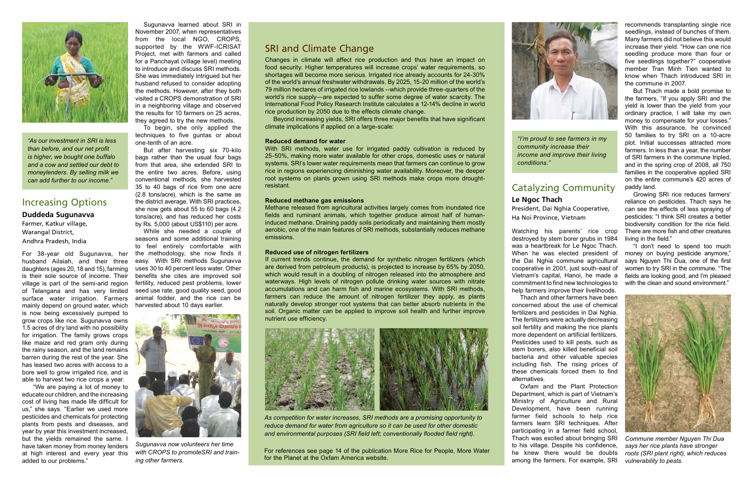*"As our investment in SRI is less than before, and our net profit is higher, we bought one buffalo and a cow and settled our debt to moneylenders. By selling milk we can add further to our income."*

## Increasing Options

### Duddeda Sugunavva

Farmer, Katkur village,
Warangal District,
Andhra Pradesh, India

For 38-year old Sugunavva, her husband Ailaiah, and their three daughters (ages 20, 18 and 15), farming is their sole source of income. Their village is part of the semi-arid region of Telangana and has very limited surface water irrigation. Farmers mainly depend on ground water, which is now being excessively pumped to grow crops like rice. Sugunavva owns 1.5 acres of dry land with no possibility for irrigation. The family grows crops like maize and red gram only during the rainy season, and the land remains barren during the rest of the year. She has leased two acres with access to a bore well to grow irrigated rice, and is able to harvest two rice crops a year.

"We are paying a lot of money to educate our children, and the increasing cost of living has made life difficult for us," she says. "Earlier we used more pesticides and chemicals for protecting plants from pests and diseases, and year by year this investment increased, but the yields remained the same. I have taken money from money lenders at high interest and every year this added to our problems."

Sugunavva learned about SRI in November 2007, when representatives from the local NGO, CROPS, supported by the WWF-ICRISAT Project, met with farmers and called for a Panchayat (village level) meeting to introduce and discuss SRI methods. She was immediately intrigued but her husband refused to consider adopting the methods. However, after they both visited a CROPS demonstration of SRI in a neighboring village and observed the results for 10 farmers on 25 acres, they agreed to try the new methods.

To begin, she only applied the techniques to five guntas or about one-tenth of an acre.

But after harvesting six 70-kilo bags rather than the usual four bags from that area, she extended SRI to the entire two acres. Before, using conventional methods, she harvested 35 to 40 bags of rice from one acre (2.8 tons/acre), which is the same as the district average. With SRI practices, she now gets about 55 to 60 bags (4.2 tons/acre), and has reduced her costs by Rs. 5,000 (about US$110) per acre.

While she needed a couple of seasons and some additional training to feel entirely comfortable with the methodology, she now finds it easy. With SRI methods Sugunavva uses 30 to 40 percent less water. Other benefits she cites are improved soil fertility, reduced pest problems, lower seed use rate, good quality seed, good animal fodder, and the rice can be harvested about 10 days earlier.

*Sugunavva now volunteers her time with CROPS to promoteSRI and training other farmers.*

## SRI and Climate Change

Changes in climate will affect rice production and thus have an impact on food security. Higher temperatures will increase crops' water requirements, so shortages will become more serious. Irrigated rice already accounts for 24-30% of the world's annual freshwater withdrawals. By 2025, 15-20 million of the world's 79 million hectares of irrigated rice lowlands --which provide three-quarters of the world's rice supply—are expected to suffer some degree of water scarcity. The International Food Policy Research Institute calculates a 12-14% decline in world rice production by 2050 due to the effects climate change.

Beyond increasing yields, SRI offers three major benefits that have significant climate implications if applied on a large-scale:

**Reduced demand for water**

With SRI methods, water use for irrigated paddy cultivation is reduced by 25-50%, making more water available for other crops, domestic uses or natural systems. SRI's lower water requirements mean that farmers can continue to grow rice in regions experiencing diminishing water availability. Moreover, the deeper root systems on plants grown using SRI methods make crops more drought-resistant.

**Reduced methane gas emissions**

Methane released from agricultural activities largely comes from inundated rice fields and ruminant animals, which together produce almost half of human-induced methane. Draining paddy soils periodically and maintaining them mostly aerobic, one of the main features of SRI methods, substantially reduces methane emissions.

**Reduced use of nitrogen fertilizers**

If current trends continue, the demand for synthetic nitrogen fertilizers (which are derived from petroleum products), is projected to increase by 65% by 2050, which would result in a doubling of nitrogen released into the atmosphere and waterways. High levels of nitrogen pollute drinking water sources with nitrate accumulations and can harm fish and marine ecosystems. With SRI methods, farmers can reduce the amount of nitrogen fertilizer they apply, as plants naturally develop stronger root systems that can better absorb nutrients in the soil. Organic matter can be applied to improve soil health and further improve nutrient use efficiency.

*As competition for water increases, SRI methods are a promising opportunity to reduce demand for water from agriculture so it can be used for other domestic and environmental purposes (SRI field left; conventionally flooded field right).*

For references see page 14 of the publication More Rice for People, More Water for the Planet at the Oxfam America website.

*"I'm proud to see farmers in my community increase their income and improve their living conditions."*

## Catalyzing Community

### Le Ngoc Thach

President, Dai Nghia Cooperative,
Ha Noi Province, Vietnam

Watching his parents' rice crop destroyed by stem borer grubs in 1984 was a heartbreak for Le Ngoc Thach. When he was elected president of the Dai Nghia commune agricultural cooperative in 2001, just south-east of Vietnam's capital, Hanoi, he made a commitment to find new technologies to help farmers improve their livelihoods.

Thach and other farmers have been concerned about the use of chemical fertilizers and pesticides in Dai Nghia. The fertilizers were actually decreasing soil fertility and making the rice plants more dependent on artificial fertilizers. Pesticides used to kill pests, such as stem borers, also killed beneficial soil bacteria and other valuable species including fish. The rising prices of these chemicals forced them to find alternatives.

Oxfam and the Plant Protection Department, which is part of Vietnam's Ministry of Agriculture and Rural Development, have been running farmer field schools to help rice farmers learn SRI techniques. After participating in a farmer field school, Thach was excited about bringing SRI to his village. Despite his confidence, he knew there would be doubts among the farmers. For example, SRI recommends transplanting single rice seedlings, instead of bunches of them. Many farmers did not believe this would increase their yield. "How can one rice seedling produce more than four or five seedlings together?" cooperative member Tran Minh Tien wanted to know when Thach introduced SRI in the commune in 2007.

But Thach made a bold promise to the farmers, "If you apply SRI and the yield is lower than the yield from your ordinary practice, I will take my own money to compensate for your losses." With this assurance, he convinced 50 families to try SRI on a 10-acre plot. Initial successes attracted more farmers. In less than a year, the number of SRI farmers in the commune tripled, and in the spring crop of 2008, all 750 families in the cooperative applied SRI on the entire commune's 420 acres of paddy land.

Growing SRI rice reduces farmers' reliance on pesticides. Thach says he can see the effects of less spraying of pesticides: "I think SRI creates a better biodiversity condition for the rice field. There are more fish and other creatures living in the field."

"I don't need to spend too much money on buying pesticide anymore," says Nguyen Thi Dua, one of the first women to try SRI in the commune. "The fields are looking good, and I'm pleased with the clean and sound environment."

*Commune member Nguyen Thi Dua says her rice plants have stronger roots (SRI plant right), which reduces vulnerability to pests.*